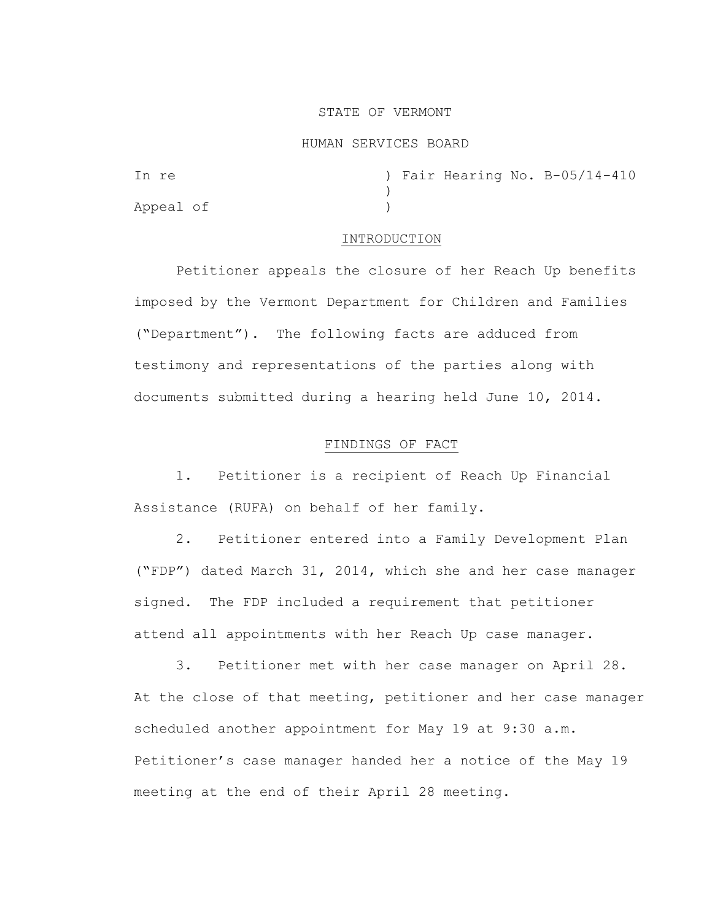STATE OF VERMONT

HUMAN SERVICES BOARD

In re ) Fair Hearing No. B-05/14-410
)
Appeal of )

## INTRODUCTION

Petitioner appeals the closure of her Reach Up benefits imposed by the Vermont Department for Children and Families ("Department"). The following facts are adduced from testimony and representations of the parties along with documents submitted during a hearing held June 10, 2014.

## FINDINGS OF FACT

1. Petitioner is a recipient of Reach Up Financial Assistance (RUFA) on behalf of her family.

2. Petitioner entered into a Family Development Plan ("FDP") dated March 31, 2014, which she and her case manager signed. The FDP included a requirement that petitioner attend all appointments with her Reach Up case manager.

3. Petitioner met with her case manager on April 28. At the close of that meeting, petitioner and her case manager scheduled another appointment for May 19 at 9:30 a.m. Petitioner's case manager handed her a notice of the May 19 meeting at the end of their April 28 meeting.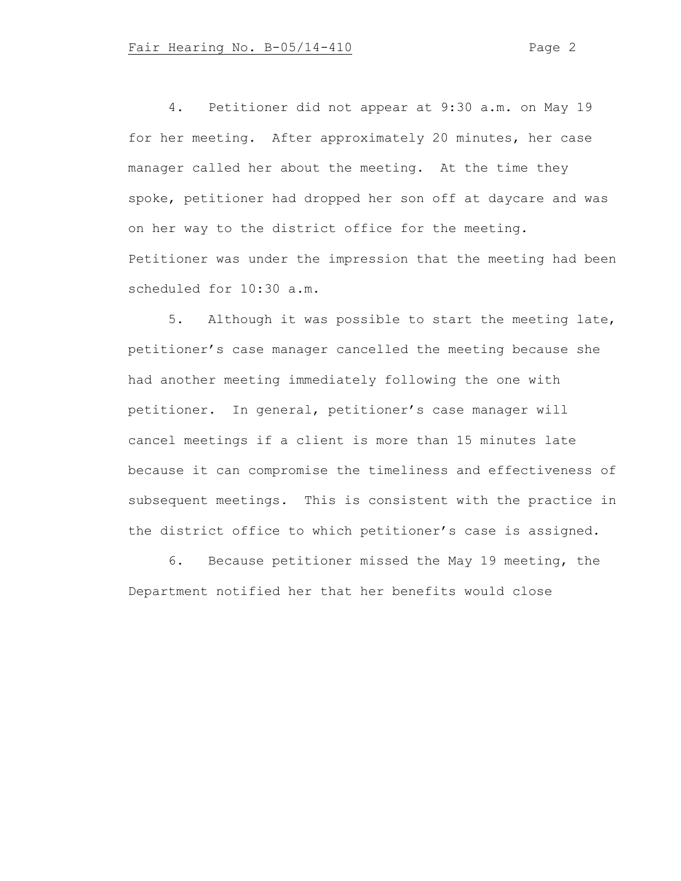4. Petitioner did not appear at 9:30 a.m. on May 19 for her meeting. After approximately 20 minutes, her case manager called her about the meeting. At the time they spoke, petitioner had dropped her son off at daycare and was on her way to the district office for the meeting. Petitioner was under the impression that the meeting had been scheduled for 10:30 a.m.

5. Although it was possible to start the meeting late, petitioner's case manager cancelled the meeting because she had another meeting immediately following the one with petitioner. In general, petitioner's case manager will cancel meetings if a client is more than 15 minutes late because it can compromise the timeliness and effectiveness of subsequent meetings. This is consistent with the practice in the district office to which petitioner's case is assigned.

6. Because petitioner missed the May 19 meeting, the Department notified her that her benefits would close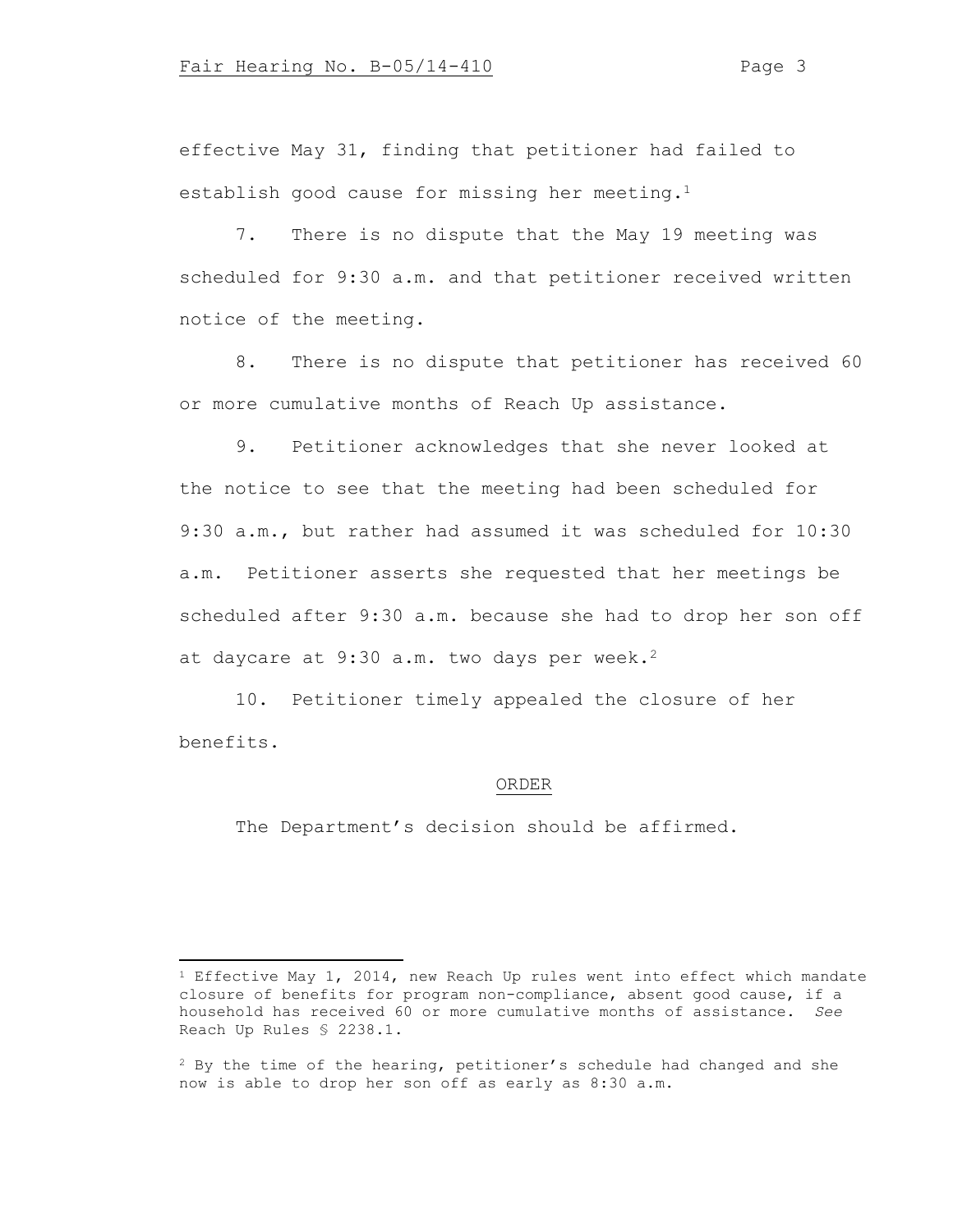effective May 31, finding that petitioner had failed to establish good cause for missing her meeting.[1]

7. There is no dispute that the May 19 meeting was scheduled for 9:30 a.m. and that petitioner received written notice of the meeting.

8. There is no dispute that petitioner has received 60 or more cumulative months of Reach Up assistance.

9. Petitioner acknowledges that she never looked at the notice to see that the meeting had been scheduled for 9:30 a.m., but rather had assumed it was scheduled for 10:30 a.m. Petitioner asserts she requested that her meetings be scheduled after 9:30 a.m. because she had to drop her son off at daycare at 9:30 a.m. two days per week.[2]

10. Petitioner timely appealed the closure of her benefits.

## ORDER

The Department's decision should be affirmed.

---

[1] Effective May 1, 2014, new Reach Up rules went into effect which mandate closure of benefits for program non-compliance, absent good cause, if a household has received 60 or more cumulative months of assistance. *See* Reach Up Rules § 2238.1.

[2] By the time of the hearing, petitioner's schedule had changed and she now is able to drop her son off as early as 8:30 a.m.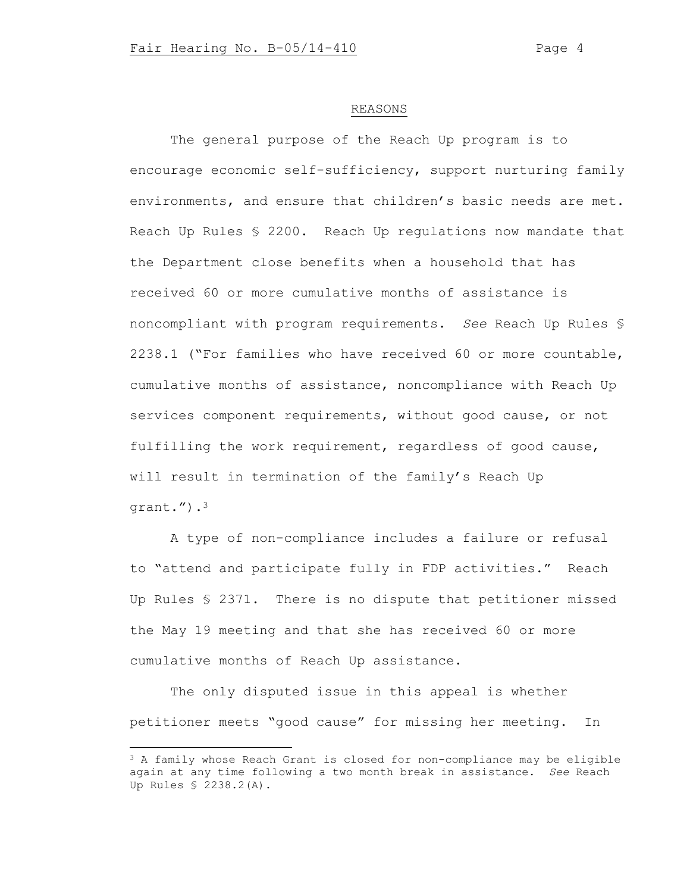## REASONS

The general purpose of the Reach Up program is to encourage economic self-sufficiency, support nurturing family environments, and ensure that children's basic needs are met. Reach Up Rules § 2200. Reach Up regulations now mandate that the Department close benefits when a household that has received 60 or more cumulative months of assistance is noncompliant with program requirements. *See* Reach Up Rules § 2238.1 ("For families who have received 60 or more countable, cumulative months of assistance, noncompliance with Reach Up services component requirements, without good cause, or not fulfilling the work requirement, regardless of good cause, will result in termination of the family's Reach Up grant.").[3]

A type of non-compliance includes a failure or refusal to "attend and participate fully in FDP activities." Reach Up Rules § 2371. There is no dispute that petitioner missed the May 19 meeting and that she has received 60 or more cumulative months of Reach Up assistance.

The only disputed issue in this appeal is whether petitioner meets "good cause" for missing her meeting. In

---

[3] A family whose Reach Grant is closed for non-compliance may be eligible again at any time following a two month break in assistance. *See* Reach Up Rules § 2238.2(A).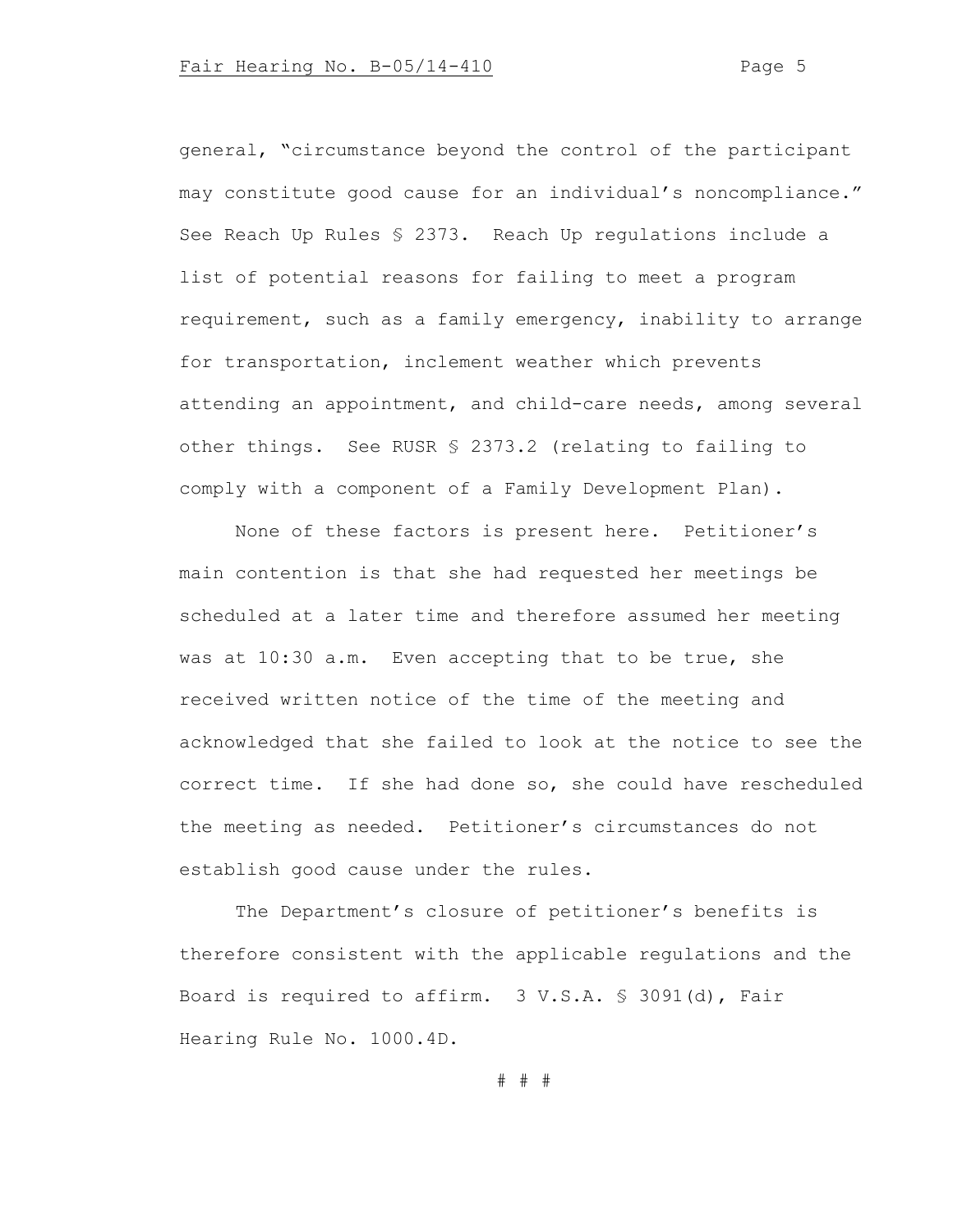general, "circumstance beyond the control of the participant may constitute good cause for an individual's noncompliance." See Reach Up Rules § 2373. Reach Up regulations include a list of potential reasons for failing to meet a program requirement, such as a family emergency, inability to arrange for transportation, inclement weather which prevents attending an appointment, and child-care needs, among several other things. See RUSR § 2373.2 (relating to failing to comply with a component of a Family Development Plan).

None of these factors is present here. Petitioner's main contention is that she had requested her meetings be scheduled at a later time and therefore assumed her meeting was at 10:30 a.m. Even accepting that to be true, she received written notice of the time of the meeting and acknowledged that she failed to look at the notice to see the correct time. If she had done so, she could have rescheduled the meeting as needed. Petitioner's circumstances do not establish good cause under the rules.

The Department's closure of petitioner's benefits is therefore consistent with the applicable regulations and the Board is required to affirm. 3 V.S.A. § 3091(d), Fair Hearing Rule No. 1000.4D.

# # #